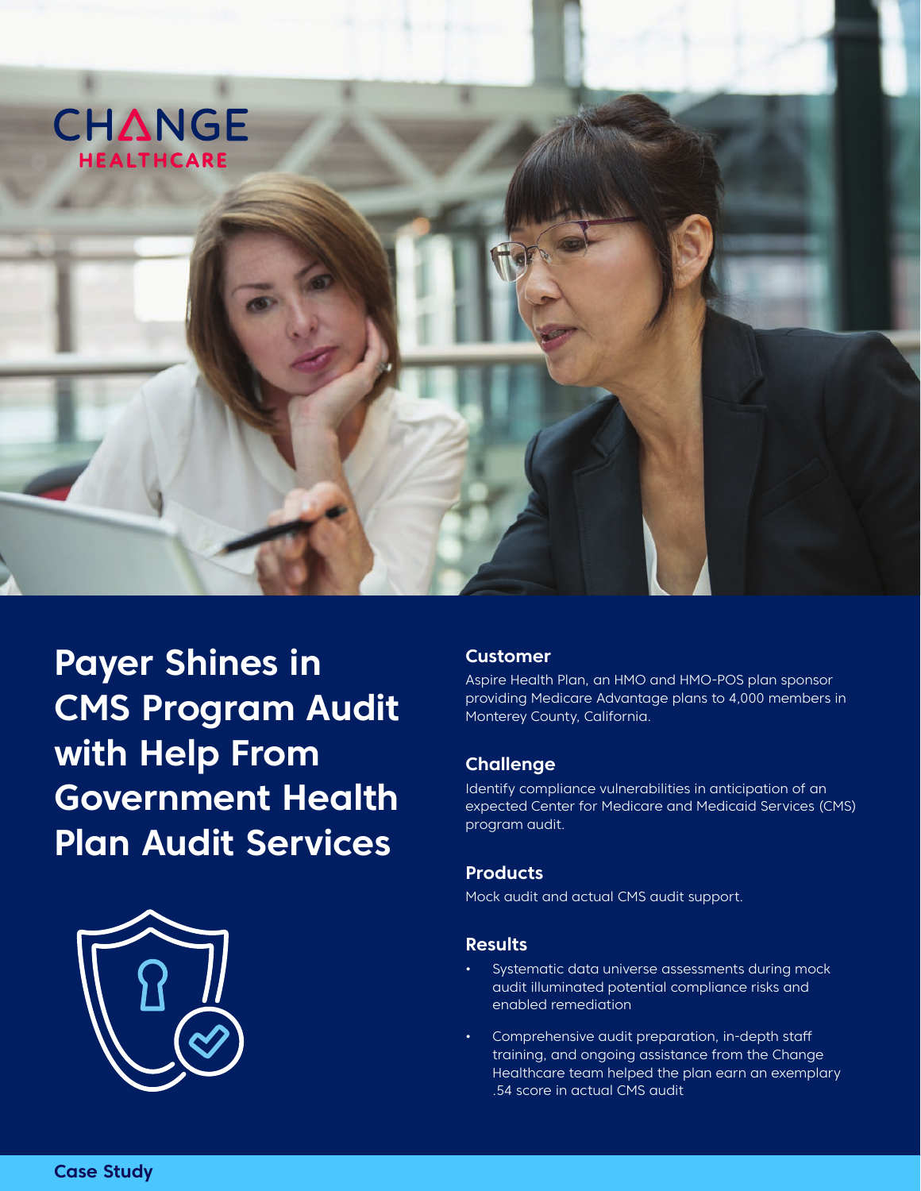CHANGE HEALTHCARE

# Payer Shines in CMS Program Audit with Help From Government Health Plan Audit Services

### Customer

Aspire Health Plan, an HMO and HMO-POS plan sponsor providing Medicare Advantage plans to 4,000 members in Monterey County, California.

### Challenge

Identify compliance vulnerabilities in anticipation of an expected Center for Medicare and Medicaid Services (CMS) program audit.

### Products

Mock audit and actual CMS audit support.

### Results

- Systematic data universe assessments during mock audit illuminated potential compliance risks and enabled remediation
- Comprehensive audit preparation, in-depth staff training, and ongoing assistance from the Change Healthcare team helped the plan earn an exemplary .54 score in actual CMS audit

Case Study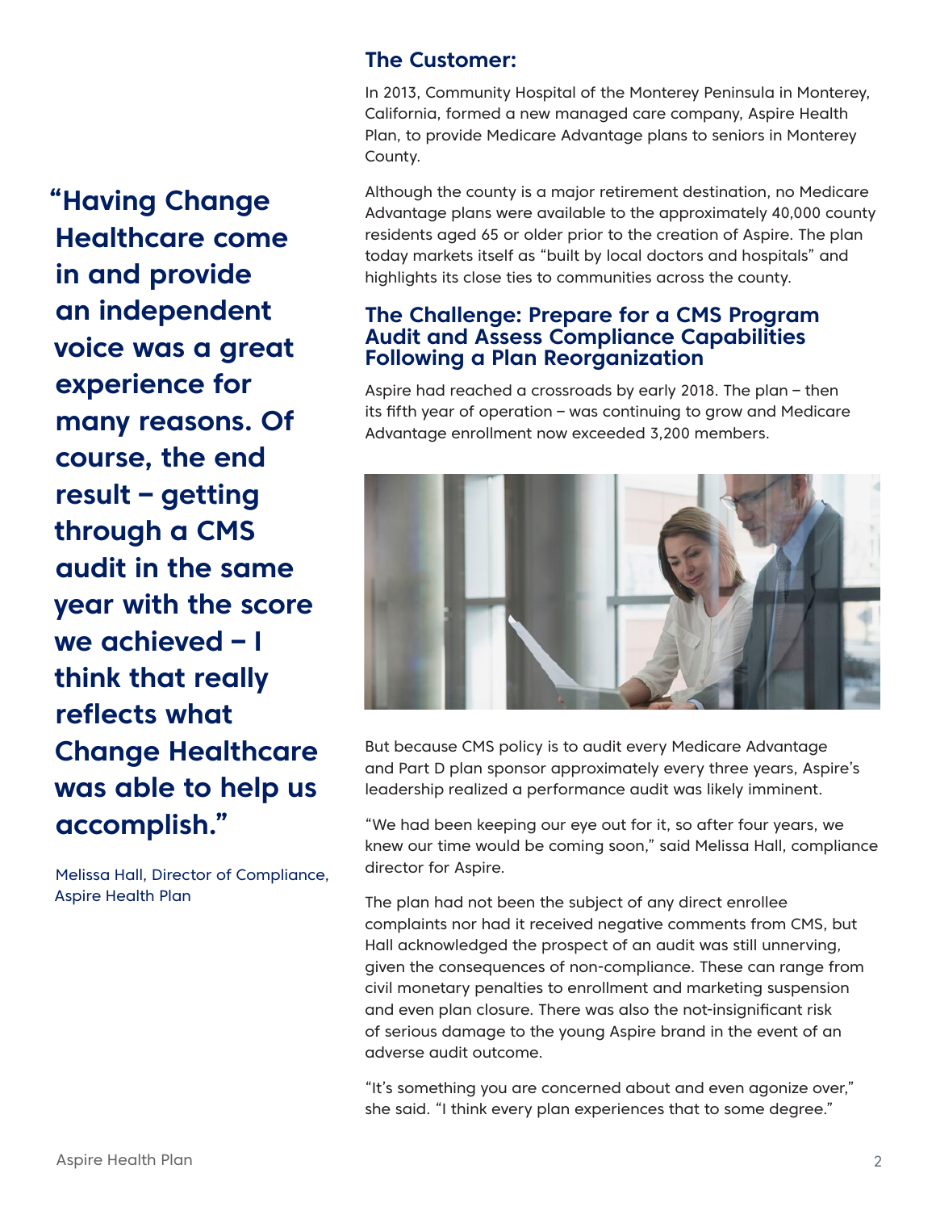> **"Having Change Healthcare come in and provide an independent voice was a great experience for many reasons. Of course, the end result – getting through a CMS audit in the same year with the score we achieved – I think that really reflects what Change Healthcare was able to help us accomplish."**
>
> Melissa Hall, Director of Compliance, Aspire Health Plan

## The Customer:

In 2013, Community Hospital of the Monterey Peninsula in Monterey, California, formed a new managed care company, Aspire Health Plan, to provide Medicare Advantage plans to seniors in Monterey County.

Although the county is a major retirement destination, no Medicare Advantage plans were available to the approximately 40,000 county residents aged 65 or older prior to the creation of Aspire. The plan today markets itself as "built by local doctors and hospitals" and highlights its close ties to communities across the county.

## The Challenge: Prepare for a CMS Program Audit and Assess Compliance Capabilities Following a Plan Reorganization

Aspire had reached a crossroads by early 2018. The plan – then its fifth year of operation – was continuing to grow and Medicare Advantage enrollment now exceeded 3,200 members.

But because CMS policy is to audit every Medicare Advantage and Part D plan sponsor approximately every three years, Aspire's leadership realized a performance audit was likely imminent.

"We had been keeping our eye out for it, so after four years, we knew our time would be coming soon," said Melissa Hall, compliance director for Aspire.

The plan had not been the subject of any direct enrollee complaints nor had it received negative comments from CMS, but Hall acknowledged the prospect of an audit was still unnerving, given the consequences of non-compliance. These can range from civil monetary penalties to enrollment and marketing suspension and even plan closure. There was also the not-insignificant risk of serious damage to the young Aspire brand in the event of an adverse audit outcome.

"It's something you are concerned about and even agonize over," she said. "I think every plan experiences that to some degree."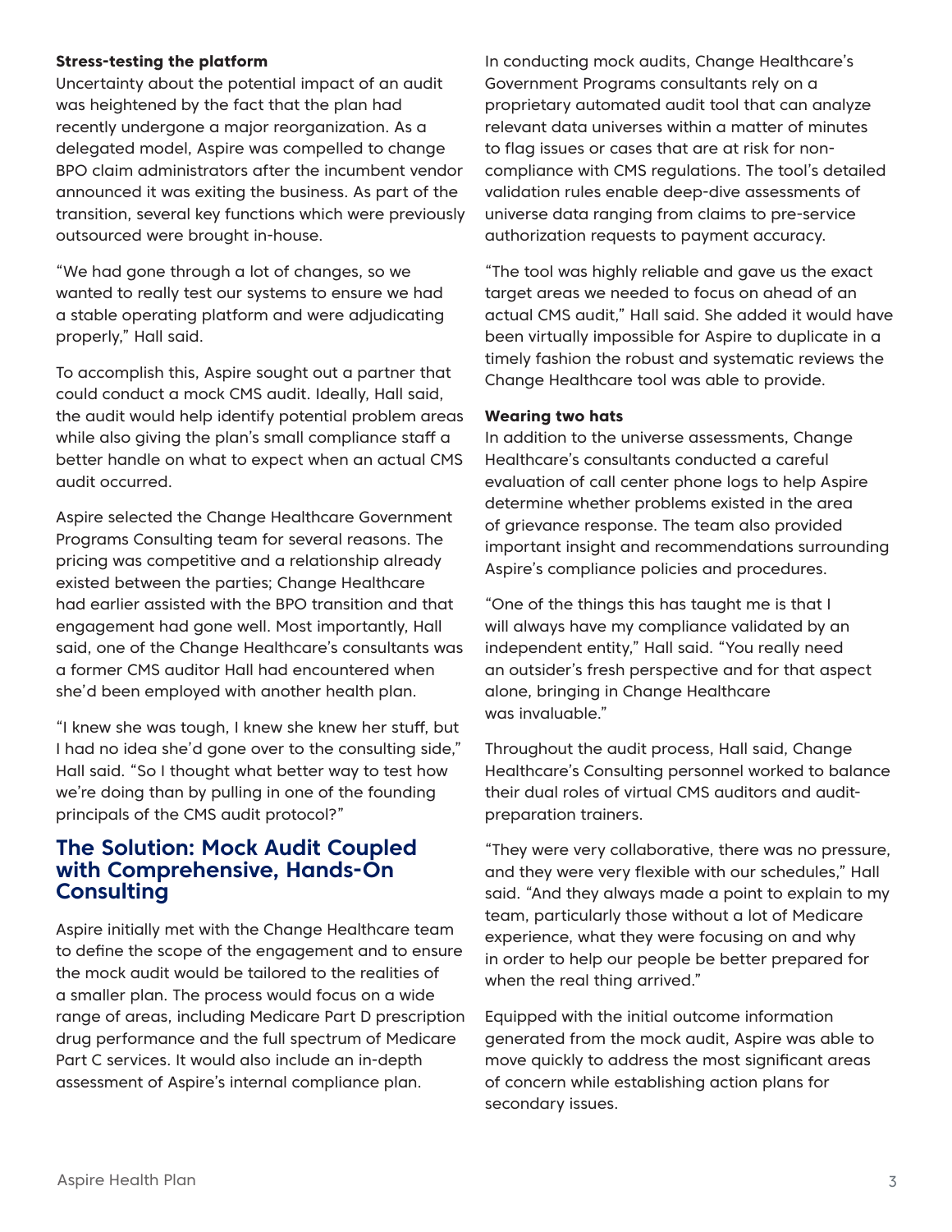**Stress-testing the platform**

Uncertainty about the potential impact of an audit was heightened by the fact that the plan had recently undergone a major reorganization. As a delegated model, Aspire was compelled to change BPO claim administrators after the incumbent vendor announced it was exiting the business. As part of the transition, several key functions which were previously outsourced were brought in-house.

"We had gone through a lot of changes, so we wanted to really test our systems to ensure we had a stable operating platform and were adjudicating properly," Hall said.

To accomplish this, Aspire sought out a partner that could conduct a mock CMS audit. Ideally, Hall said, the audit would help identify potential problem areas while also giving the plan's small compliance staff a better handle on what to expect when an actual CMS audit occurred.

Aspire selected the Change Healthcare Government Programs Consulting team for several reasons. The pricing was competitive and a relationship already existed between the parties; Change Healthcare had earlier assisted with the BPO transition and that engagement had gone well. Most importantly, Hall said, one of the Change Healthcare's consultants was a former CMS auditor Hall had encountered when she'd been employed with another health plan.

"I knew she was tough, I knew she knew her stuff, but I had no idea she'd gone over to the consulting side," Hall said. "So I thought what better way to test how we're doing than by pulling in one of the founding principals of the CMS audit protocol?"

## The Solution: Mock Audit Coupled with Comprehensive, Hands-On Consulting

Aspire initially met with the Change Healthcare team to define the scope of the engagement and to ensure the mock audit would be tailored to the realities of a smaller plan. The process would focus on a wide range of areas, including Medicare Part D prescription drug performance and the full spectrum of Medicare Part C services. It would also include an in-depth assessment of Aspire's internal compliance plan.

In conducting mock audits, Change Healthcare's Government Programs consultants rely on a proprietary automated audit tool that can analyze relevant data universes within a matter of minutes to flag issues or cases that are at risk for non-compliance with CMS regulations. The tool's detailed validation rules enable deep-dive assessments of universe data ranging from claims to pre-service authorization requests to payment accuracy.

"The tool was highly reliable and gave us the exact target areas we needed to focus on ahead of an actual CMS audit," Hall said. She added it would have been virtually impossible for Aspire to duplicate in a timely fashion the robust and systematic reviews the Change Healthcare tool was able to provide.

**Wearing two hats**

In addition to the universe assessments, Change Healthcare's consultants conducted a careful evaluation of call center phone logs to help Aspire determine whether problems existed in the area of grievance response. The team also provided important insight and recommendations surrounding Aspire's compliance policies and procedures.

"One of the things this has taught me is that I will always have my compliance validated by an independent entity," Hall said. "You really need an outsider's fresh perspective and for that aspect alone, bringing in Change Healthcare was invaluable."

Throughout the audit process, Hall said, Change Healthcare's Consulting personnel worked to balance their dual roles of virtual CMS auditors and audit-preparation trainers.

"They were very collaborative, there was no pressure, and they were very flexible with our schedules," Hall said. "And they always made a point to explain to my team, particularly those without a lot of Medicare experience, what they were focusing on and why in order to help our people be better prepared for when the real thing arrived."

Equipped with the initial outcome information generated from the mock audit, Aspire was able to move quickly to address the most significant areas of concern while establishing action plans for secondary issues.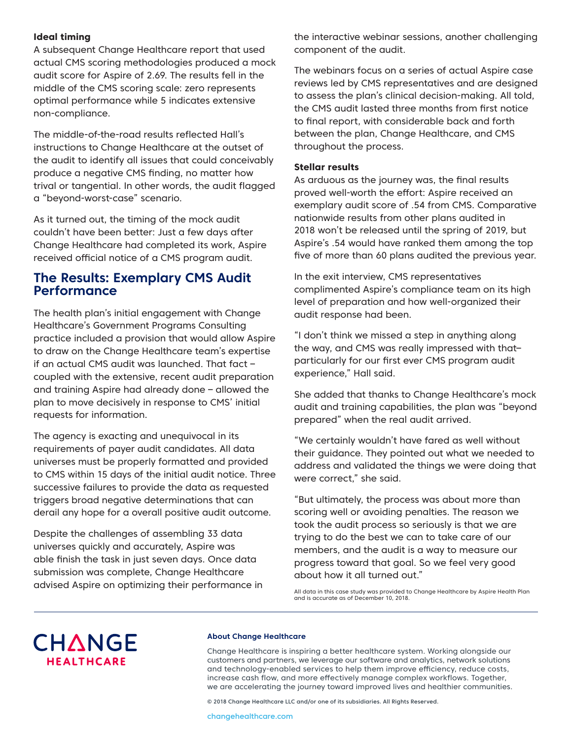### Ideal timing

A subsequent Change Healthcare report that used actual CMS scoring methodologies produced a mock audit score for Aspire of 2.69. The results fell in the middle of the CMS scoring scale: zero represents optimal performance while 5 indicates extensive non-compliance.

The middle-of-the-road results reflected Hall's instructions to Change Healthcare at the outset of the audit to identify all issues that could conceivably produce a negative CMS finding, no matter how trival or tangential. In other words, the audit flagged a "beyond-worst-case" scenario.

As it turned out, the timing of the mock audit couldn't have been better: Just a few days after Change Healthcare had completed its work, Aspire received official notice of a CMS program audit.

## The Results: Exemplary CMS Audit Performance

The health plan's initial engagement with Change Healthcare's Government Programs Consulting practice included a provision that would allow Aspire to draw on the Change Healthcare team's expertise if an actual CMS audit was launched. That fact – coupled with the extensive, recent audit preparation and training Aspire had already done – allowed the plan to move decisively in response to CMS' initial requests for information.

The agency is exacting and unequivocal in its requirements of payer audit candidates. All data universes must be properly formatted and provided to CMS within 15 days of the initial audit notice. Three successive failures to provide the data as requested triggers broad negative determinations that can derail any hope for a overall positive audit outcome.

Despite the challenges of assembling 33 data universes quickly and accurately, Aspire was able finish the task in just seven days. Once data submission was complete, Change Healthcare advised Aspire on optimizing their performance in the interactive webinar sessions, another challenging component of the audit.

The webinars focus on a series of actual Aspire case reviews led by CMS representatives and are designed to assess the plan's clinical decision-making. All told, the CMS audit lasted three months from first notice to final report, with considerable back and forth between the plan, Change Healthcare, and CMS throughout the process.

### Stellar results

As arduous as the journey was, the final results proved well-worth the effort: Aspire received an exemplary audit score of .54 from CMS. Comparative nationwide results from other plans audited in 2018 won't be released until the spring of 2019, but Aspire's .54 would have ranked them among the top five of more than 60 plans audited the previous year.

In the exit interview, CMS representatives complimented Aspire's compliance team on its high level of preparation and how well-organized their audit response had been.

"I don't think we missed a step in anything along the way, and CMS was really impressed with that– particularly for our first ever CMS program audit experience," Hall said.

She added that thanks to Change Healthcare's mock audit and training capabilities, the plan was "beyond prepared" when the real audit arrived.

"We certainly wouldn't have fared as well without their guidance. They pointed out what we needed to address and validated the things we were doing that were correct," she said.

"But ultimately, the process was about more than scoring well or avoiding penalties. The reason we took the audit process so seriously is that we are trying to do the best we can to take care of our members, and the audit is a way to measure our progress toward that goal. So we feel very good about how it all turned out."

All data in this case study was provided to Change Healthcare by Aspire Health Plan and is accurate as of December 10, 2018.

CHANGE HEALTHCARE

**About Change Healthcare**

Change Healthcare is inspiring a better healthcare system. Working alongside our customers and partners, we leverage our software and analytics, network solutions and technology-enabled services to help them improve efficiency, reduce costs, increase cash flow, and more effectively manage complex workflows. Together, we are accelerating the journey toward improved lives and healthier communities.

© 2018 Change Healthcare LLC and/or one of its subsidiaries. All Rights Reserved.

changehealthcare.com